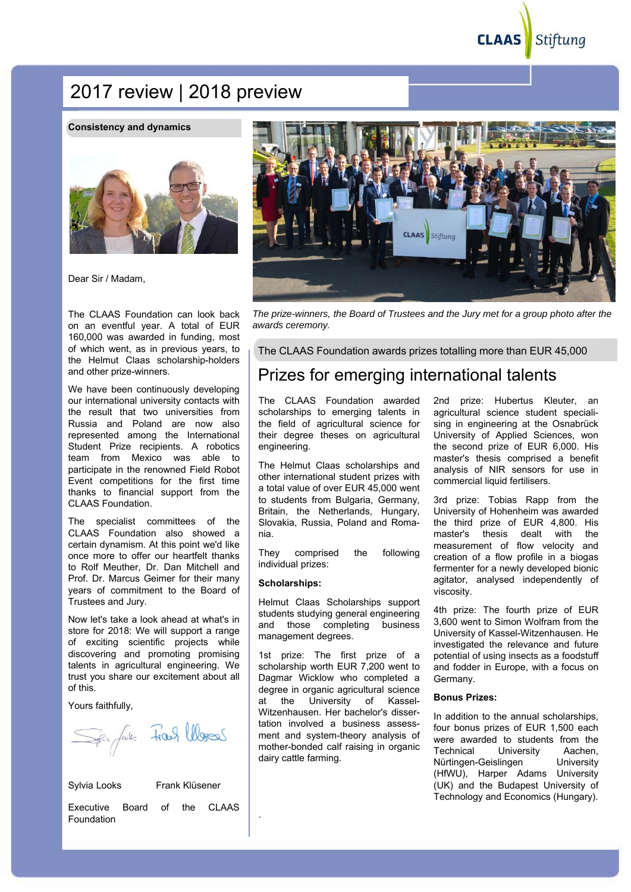# 2017 review | 2018 preview

## Consistency and dynamics

Dear Sir / Madam,

The CLAAS Foundation can look back on an eventful year. A total of EUR 160,000 was awarded in funding, most of which went, as in previous years, to the Helmut Claas scholarship-holders and other prize-winners.

We have been continuously developing our international university contacts with the result that two universities from Russia and Poland are now also represented among the International Student Prize recipients. A robotics team from Mexico was able to participate in the renowned Field Robot Event competitions for the first time thanks to financial support from the CLAAS Foundation.

The specialist committees of the CLAAS Foundation also showed a certain dynamism. At this point we'd like once more to offer our heartfelt thanks to Rolf Meuther, Dr. Dan Mitchell and Prof. Dr. Marcus Geimer for their many years of commitment to the Board of Trustees and Jury.

Now let's take a look ahead at what's in store for 2018: We will support a range of exciting scientific projects while discovering and promoting promising talents in agricultural engineering. We trust you share our excitement about all of this.

Yours faithfully,

Sylvia Looks Frank Klüsener

Executive Board of the CLAAS Foundation

*The prize-winners, the Board of Trustees and the Jury met for a group photo after the awards ceremony.*

The CLAAS Foundation awards prizes totalling more than EUR 45,000

## Prizes for emerging international talents

The CLAAS Foundation awarded scholarships to emerging talents in the field of agricultural science for their degree theses on agricultural engineering.

The Helmut Claas scholarships and other international student prizes with a total value of over EUR 45,000 went to students from Bulgaria, Germany, Britain, the Netherlands, Hungary, Slovakia, Russia, Poland and Romania.

They comprised the following individual prizes:

**Scholarships:**

Helmut Claas Scholarships support students studying general engineering and those completing business management degrees.

1st prize: The first prize of a scholarship worth EUR 7,200 went to Dagmar Wicklow who completed a degree in organic agricultural science at the University of Kassel-Witzenhausen. Her bachelor's dissertation involved a business assessment and system-theory analysis of mother-bonded calf raising in organic dairy cattle farming.

2nd prize: Hubertus Kleuter, an agricultural science student specialising in engineering at the Osnabrück University of Applied Sciences, won the second prize of EUR 6,000. His master's thesis comprised a benefit analysis of NIR sensors for use in commercial liquid fertilisers.

3rd prize: Tobias Rapp from the University of Hohenheim was awarded the third prize of EUR 4,800. His master's thesis dealt with the measurement of flow velocity and creation of a flow profile in a biogas fermenter for a newly developed bionic agitator, analysed independently of viscosity.

4th prize: The fourth prize of EUR 3,600 went to Simon Wolfram from the University of Kassel-Witzenhausen. He investigated the relevance and future potential of using insects as a foodstuff and fodder in Europe, with a focus on Germany.

**Bonus Prizes:**

In addition to the annual scholarships, four bonus prizes of EUR 1,500 each were awarded to students from the Technical University Aachen, Nürtingen-Geislingen University (HfWU), Harper Adams University (UK) and the Budapest University of Technology and Economics (Hungary).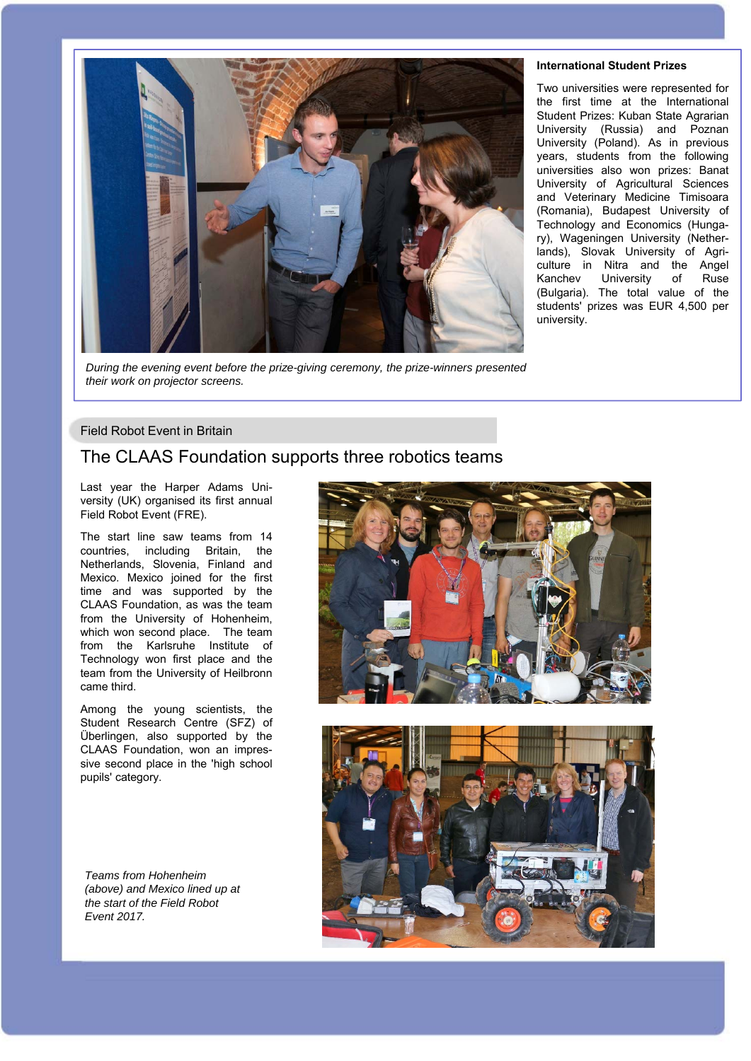During the evening event before the prize-giving ceremony, the prize-winners presented their work on projector screens.

### International Student Prizes

Two universities were represented for the first time at the International Student Prizes: Kuban State Agrarian University (Russia) and Poznan University (Poland). As in previous years, students from the following universities also won prizes: Banat University of Agricultural Sciences and Veterinary Medicine Timisoara (Romania), Budapest University of Technology and Economics (Hungary), Wageningen University (Netherlands), Slovak University of Agriculture in Nitra and the Angel Kanchev University of Ruse (Bulgaria). The total value of the students' prizes was EUR 4,500 per university.

Field Robot Event in Britain

## The CLAAS Foundation supports three robotics teams

Last year the Harper Adams University (UK) organised its first annual Field Robot Event (FRE).

The start line saw teams from 14 countries, including Britain, the Netherlands, Slovenia, Finland and Mexico. Mexico joined for the first time and was supported by the CLAAS Foundation, as was the team from the University of Hohenheim, which won second place. The team from the Karlsruhe Institute of Technology won first place and the team from the University of Heilbronn came third.

Among the young scientists, the Student Research Centre (SFZ) of Überlingen, also supported by the CLAAS Foundation, won an impressive second place in the 'high school pupils' category.

*Teams from Hohenheim (above) and Mexico lined up at the start of the Field Robot Event 2017.*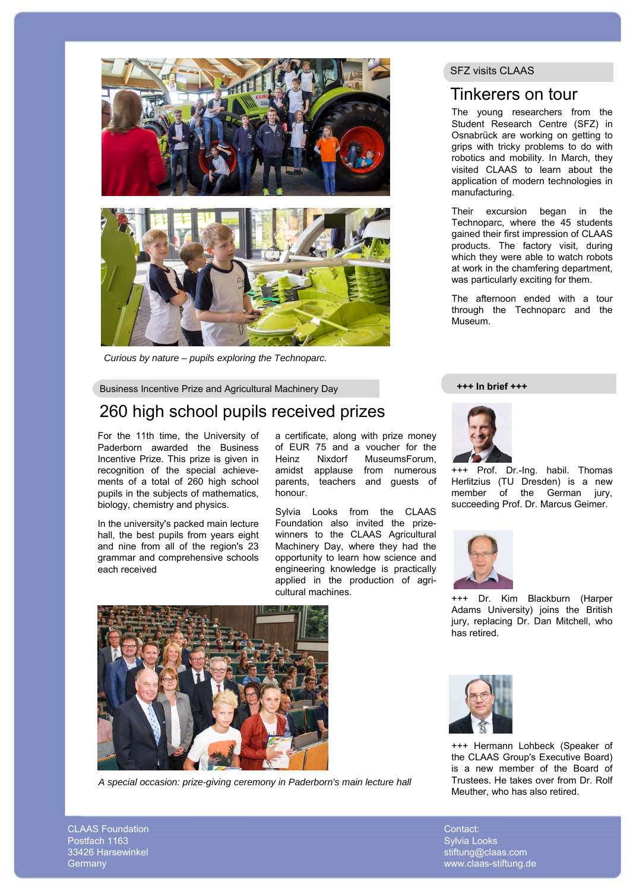*Curious by nature – pupils exploring the Technoparc.*

SFZ visits CLAAS

## Tinkerers on tour

The young researchers from the Student Research Centre (SFZ) in Osnabrück are working on getting to grips with tricky problems to do with robotics and mobility. In March, they visited CLAAS to learn about the application of modern technologies in manufacturing.

Their excursion began in the Technoparc, where the 45 students gained their first impression of CLAAS products. The factory visit, during which they were able to watch robots at work in the chamfering department, was particularly exciting for them.

The afternoon ended with a tour through the Technoparc and the Museum.

Business Incentive Prize and Agricultural Machinery Day

## 260 high school pupils received prizes

For the 11th time, the University of Paderborn awarded the Business Incentive Prize. This prize is given in recognition of the special achievements of a total of 260 high school pupils in the subjects of mathematics, biology, chemistry and physics.

In the university's packed main lecture hall, the best pupils from years eight and nine from all of the region's 23 grammar and comprehensive schools each received a certificate, along with prize money of EUR 75 and a voucher for the Heinz Nixdorf MuseumsForum, amidst applause from numerous parents, teachers and guests of honour.

Sylvia Looks from the CLAAS Foundation also invited the prize-winners to the CLAAS Agricultural Machinery Day, where they had the opportunity to learn how science and engineering knowledge is practically applied in the production of agricultural machines.

*A special occasion: prize-giving ceremony in Paderborn's main lecture hall*

**+++ In brief +++**

+++ Prof. Dr.-Ing. habil. Thomas Herlitzius (TU Dresden) is a new member of the German jury, succeeding Prof. Dr. Marcus Geimer.

+++ Dr. Kim Blackburn (Harper Adams University) joins the British jury, replacing Dr. Dan Mitchell, who has retired.

+++ Hermann Lohbeck (Speaker of the CLAAS Group's Executive Board) is a new member of the Board of Trustees. He takes over from Dr. Rolf Meuther, who has also retired.

CLAAS Foundation
Postfach 1163
33426 Harsewinkel
Germany

Contact:
Sylvia Looks
stiftung@claas.com
www.claas-stiftung.de